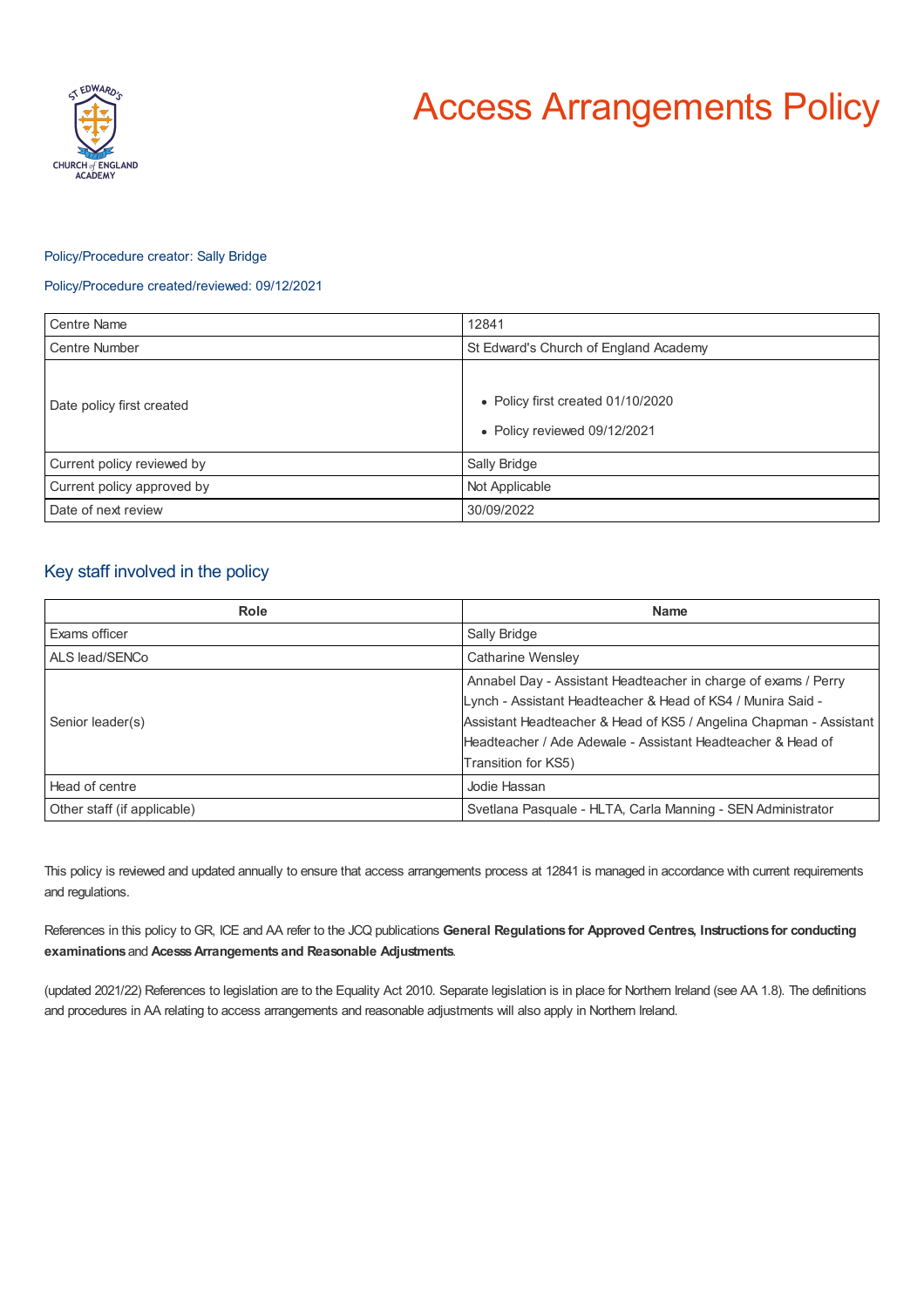# Access Arrangements Policy

Policy/Procedure creator: Sally Bridge

Policy/Procedure created/reviewed: 09/12/2021

| | |
|---|---|
| Centre Name | 12841 |
| Centre Number | St Edward's Church of England Academy |
| Date policy first created | • Policy first created 01/10/2020<br>• Policy reviewed 09/12/2021 |
| Current policy reviewed by | Sally Bridge |
| Current policy approved by | Not Applicable |
| Date of next review | 30/09/2022 |

## Key staff involved in the policy

| Role | Name |
|---|---|
| Exams officer | Sally Bridge |
| ALS lead/SENCo | Catharine Wensley |
| Senior leader(s) | Annabel Day - Assistant Headteacher in charge of exams / Perry Lynch - Assistant Headteacher & Head of KS4 / Munira Said - Assistant Headteacher & Head of KS5 / Angelina Chapman - Assistant Headteacher / Ade Adewale - Assistant Headteacher & Head of Transition for KS5) |
| Head of centre | Jodie Hassan |
| Other staff (if applicable) | Svetlana Pasquale - HLTA, Carla Manning - SEN Administrator |

This policy is reviewed and updated annually to ensure that access arrangements process at 12841 is managed in accordance with current requirements and regulations.

References in this policy to GR, ICE and AA refer to the JCQ publications **General Regulations for Approved Centres**, **Instructions for conducting examinations** and **Acesss Arrangements and Reasonable Adjustments**.

(updated 2021/22) References to legislation are to the Equality Act 2010. Separate legislation is in place for Northern Ireland (see AA 1.8). The definitions and procedures in AA relating to access arrangements and reasonable adjustments will also apply in Northern Ireland.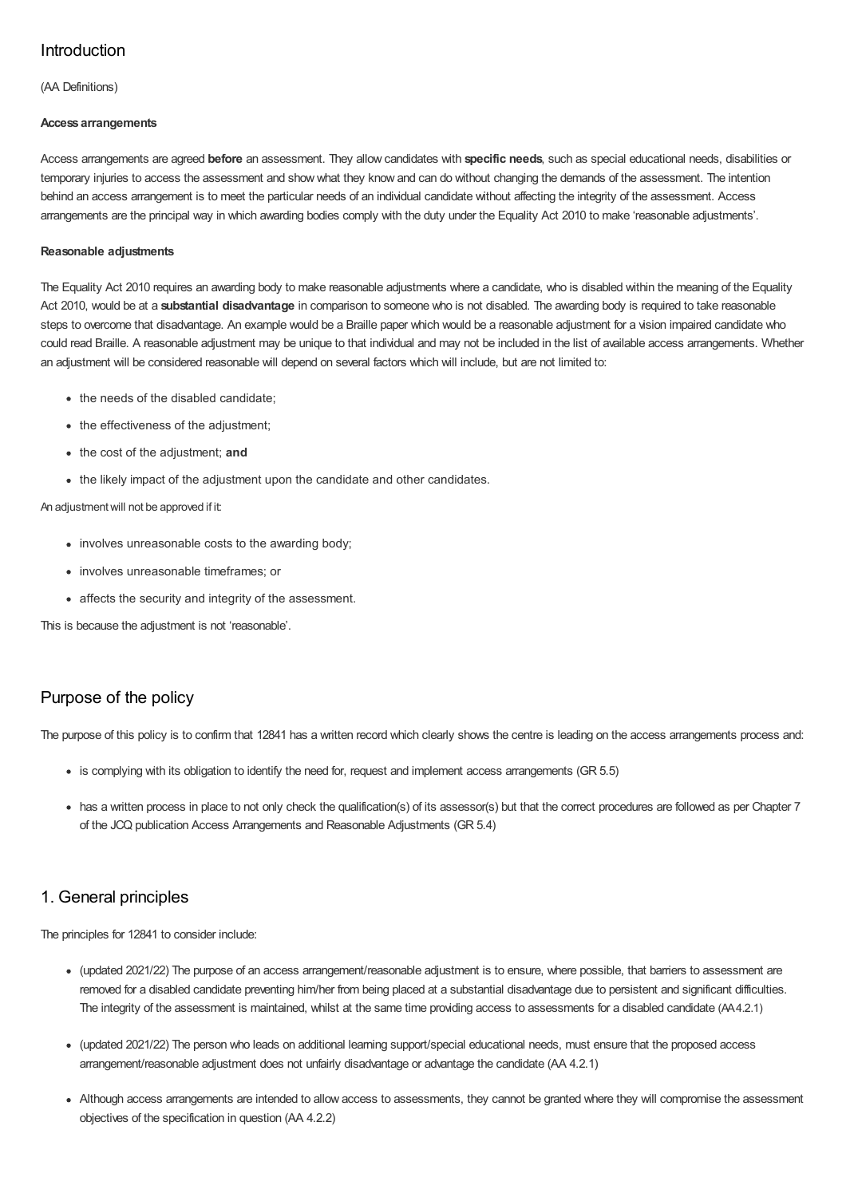## Introduction

(AA Definitions)

**Access arrangements**

Access arrangements are agreed **before** an assessment. They allow candidates with **specific needs**, such as special educational needs, disabilities or temporary injuries to access the assessment and show what they know and can do without changing the demands of the assessment. The intention behind an access arrangement is to meet the particular needs of an individual candidate without affecting the integrity of the assessment. Access arrangements are the principal way in which awarding bodies comply with the duty under the Equality Act 2010 to make 'reasonable adjustments'.

**Reasonable adjustments**

The Equality Act 2010 requires an awarding body to make reasonable adjustments where a candidate, who is disabled within the meaning of the Equality Act 2010, would be at a **substantial disadvantage** in comparison to someone who is not disabled. The awarding body is required to take reasonable steps to overcome that disadvantage. An example would be a Braille paper which would be a reasonable adjustment for a vision impaired candidate who could read Braille. A reasonable adjustment may be unique to that individual and may not be included in the list of available access arrangements. Whether an adjustment will be considered reasonable will depend on several factors which will include, but are not limited to:

- the needs of the disabled candidate;
- the effectiveness of the adjustment;
- the cost of the adjustment; **and**
- the likely impact of the adjustment upon the candidate and other candidates.

An adjustment will not be approved if it:

- involves unreasonable costs to the awarding body;
- involves unreasonable timeframes; or
- affects the security and integrity of the assessment.

This is because the adjustment is not 'reasonable'.

## Purpose of the policy

The purpose of this policy is to confirm that 12841 has a written record which clearly shows the centre is leading on the access arrangements process and:

- is complying with its obligation to identify the need for, request and implement access arrangements (GR 5.5)
- has a written process in place to not only check the qualification(s) of its assessor(s) but that the correct procedures are followed as per Chapter 7 of the JCQ publication Access Arrangements and Reasonable Adjustments (GR 5.4)

## 1. General principles

The principles for 12841 to consider include:

- (updated 2021/22) The purpose of an access arrangement/reasonable adjustment is to ensure, where possible, that barriers to assessment are removed for a disabled candidate preventing him/her from being placed at a substantial disadvantage due to persistent and significant difficulties. The integrity of the assessment is maintained, whilst at the same time providing access to assessments for a disabled candidate (AA 4.2.1)
- (updated 2021/22) The person who leads on additional learning support/special educational needs, must ensure that the proposed access arrangement/reasonable adjustment does not unfairly disadvantage or advantage the candidate (AA 4.2.1)
- Although access arrangements are intended to allow access to assessments, they cannot be granted where they will compromise the assessment objectives of the specification in question (AA 4.2.2)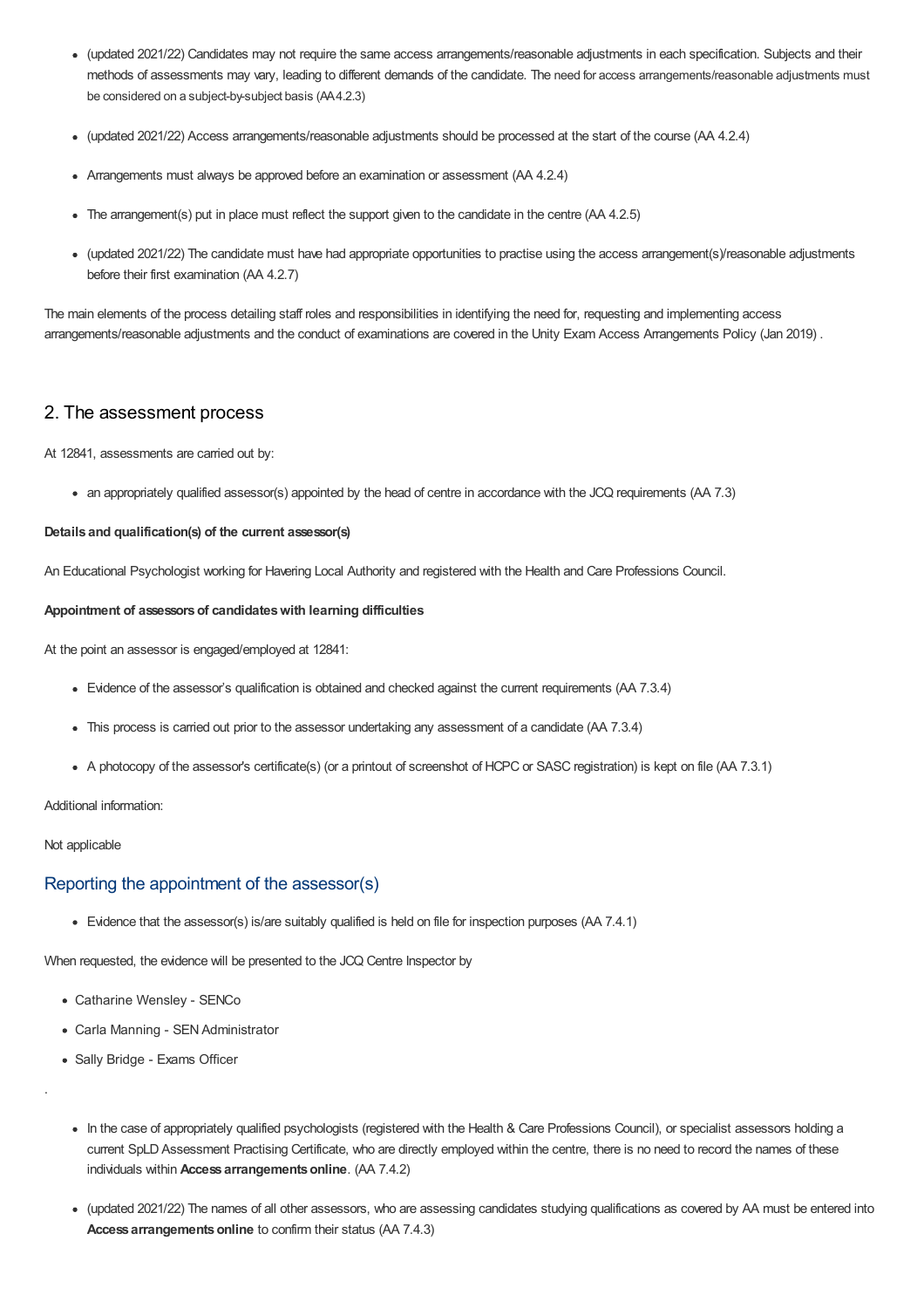- (updated 2021/22) Candidates may not require the same access arrangements/reasonable adjustments in each specification. Subjects and their methods of assessments may vary, leading to different demands of the candidate. The need for access arrangements/reasonable adjustments must be considered on a subject-by-subject basis (AA4.2.3)
- (updated 2021/22) Access arrangements/reasonable adjustments should be processed at the start of the course (AA 4.2.4)
- Arrangements must always be approved before an examination or assessment (AA 4.2.4)
- The arrangement(s) put in place must reflect the support given to the candidate in the centre (AA 4.2.5)
- (updated 2021/22) The candidate must have had appropriate opportunities to practise using the access arrangement(s)/reasonable adjustments before their first examination (AA 4.2.7)

The main elements of the process detailing staff roles and responsibilities in identifying the need for, requesting and implementing access arrangements/reasonable adjustments and the conduct of examinations are covered in the Unity Exam Access Arrangements Policy (Jan 2019) .

## 2. The assessment process

At 12841, assessments are carried out by:

- an appropriately qualified assessor(s) appointed by the head of centre in accordance with the JCQ requirements (AA 7.3)

**Details and qualification(s) of the current assessor(s)**

An Educational Psychologist working for Havering Local Authority and registered with the Health and Care Professions Council.

**Appointment of assessors of candidates with learning difficulties**

At the point an assessor is engaged/employed at 12841:

- Evidence of the assessor's qualification is obtained and checked against the current requirements (AA 7.3.4)
- This process is carried out prior to the assessor undertaking any assessment of a candidate (AA 7.3.4)
- A photocopy of the assessor's certificate(s) (or a printout of screenshot of HCPC or SASC registration) is kept on file (AA 7.3.1)

Additional information:

Not applicable

### Reporting the appointment of the assessor(s)

- Evidence that the assessor(s) is/are suitably qualified is held on file for inspection purposes (AA 7.4.1)

When requested, the evidence will be presented to the JCQ Centre Inspector by

- Catharine Wensley - SENCo
- Carla Manning - SEN Administrator
- Sally Bridge - Exams Officer

.

- In the case of appropriately qualified psychologists (registered with the Health & Care Professions Council), or specialist assessors holding a current SpLD Assessment Practising Certificate, who are directly employed within the centre, there is no need to record the names of these individuals within **Access arrangements online**. (AA 7.4.2)
- (updated 2021/22) The names of all other assessors, who are assessing candidates studying qualifications as covered by AA must be entered into **Access arrangements online** to confirm their status (AA 7.4.3)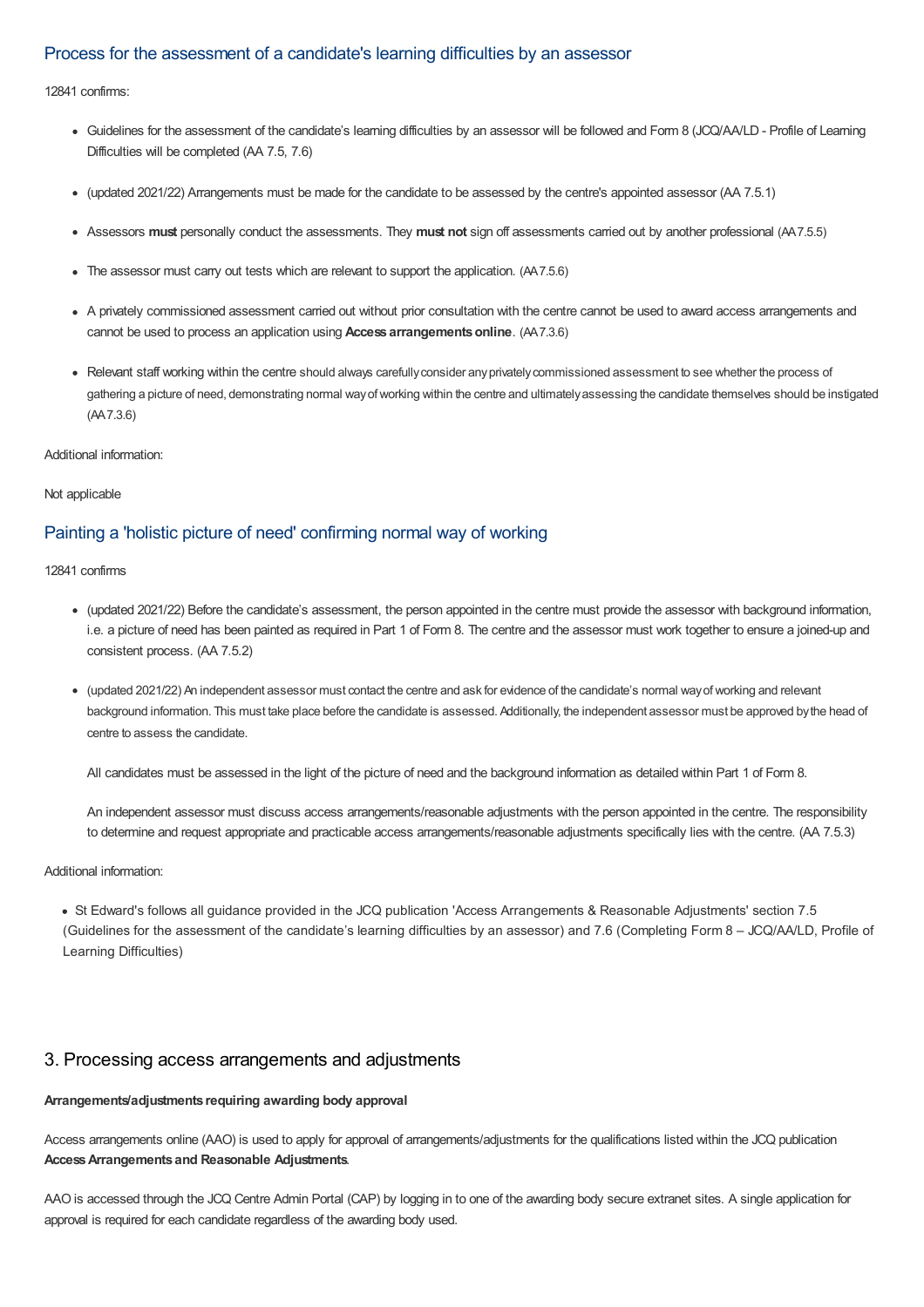## Process for the assessment of a candidate's learning difficulties by an assessor

12841 confirms:

- Guidelines for the assessment of the candidate's learning difficulties by an assessor will be followed and Form 8 (JCQ/AA/LD - Profile of Learning Difficulties will be completed (AA 7.5, 7.6)
- (updated 2021/22) Arrangements must be made for the candidate to be assessed by the centre's appointed assessor (AA 7.5.1)
- Assessors **must** personally conduct the assessments. They **must not** sign off assessments carried out by another professional (AA 7.5.5)
- The assessor must carry out tests which are relevant to support the application. (AA 7.5.6)
- A privately commissioned assessment carried out without prior consultation with the centre cannot be used to award access arrangements and cannot be used to process an application using **Access arrangements online**. (AA 7.3.6)
- Relevant staff working within the centre should always carefully consider any privately commissioned assessment to see whether the process of gathering a picture of need, demonstrating normal way of working within the centre and ultimately assessing the candidate themselves should be instigated (AA 7.3.6)

Additional information:

Not applicable

## Painting a 'holistic picture of need' confirming normal way of working

12841 confirms

- (updated 2021/22) Before the candidate's assessment, the person appointed in the centre must provide the assessor with background information, i.e. a picture of need has been painted as required in Part 1 of Form 8. The centre and the assessor must work together to ensure a joined-up and consistent process. (AA 7.5.2)
- (updated 2021/22) An independent assessor must contact the centre and ask for evidence of the candidate's normal way of working and relevant background information. This must take place before the candidate is assessed. Additionally, the independent assessor must be approved by the head of centre to assess the candidate.

  All candidates must be assessed in the light of the picture of need and the background information as detailed within Part 1 of Form 8.

  An independent assessor must discuss access arrangements/reasonable adjustments with the person appointed in the centre. The responsibility to determine and request appropriate and practicable access arrangements/reasonable adjustments specifically lies with the centre. (AA 7.5.3)

Additional information:

- St Edward's follows all guidance provided in the JCQ publication 'Access Arrangements & Reasonable Adjustments' section 7.5 (Guidelines for the assessment of the candidate's learning difficulties by an assessor) and 7.6 (Completing Form 8 – JCQ/AA/LD, Profile of Learning Difficulties)

# 3. Processing access arrangements and adjustments

**Arrangements/adjustments requiring awarding body approval**

Access arrangements online (AAO) is used to apply for approval of arrangements/adjustments for the qualifications listed within the JCQ publication **Access Arrangements and Reasonable Adjustments**.

AAO is accessed through the JCQ Centre Admin Portal (CAP) by logging in to one of the awarding body secure extranet sites. A single application for approval is required for each candidate regardless of the awarding body used.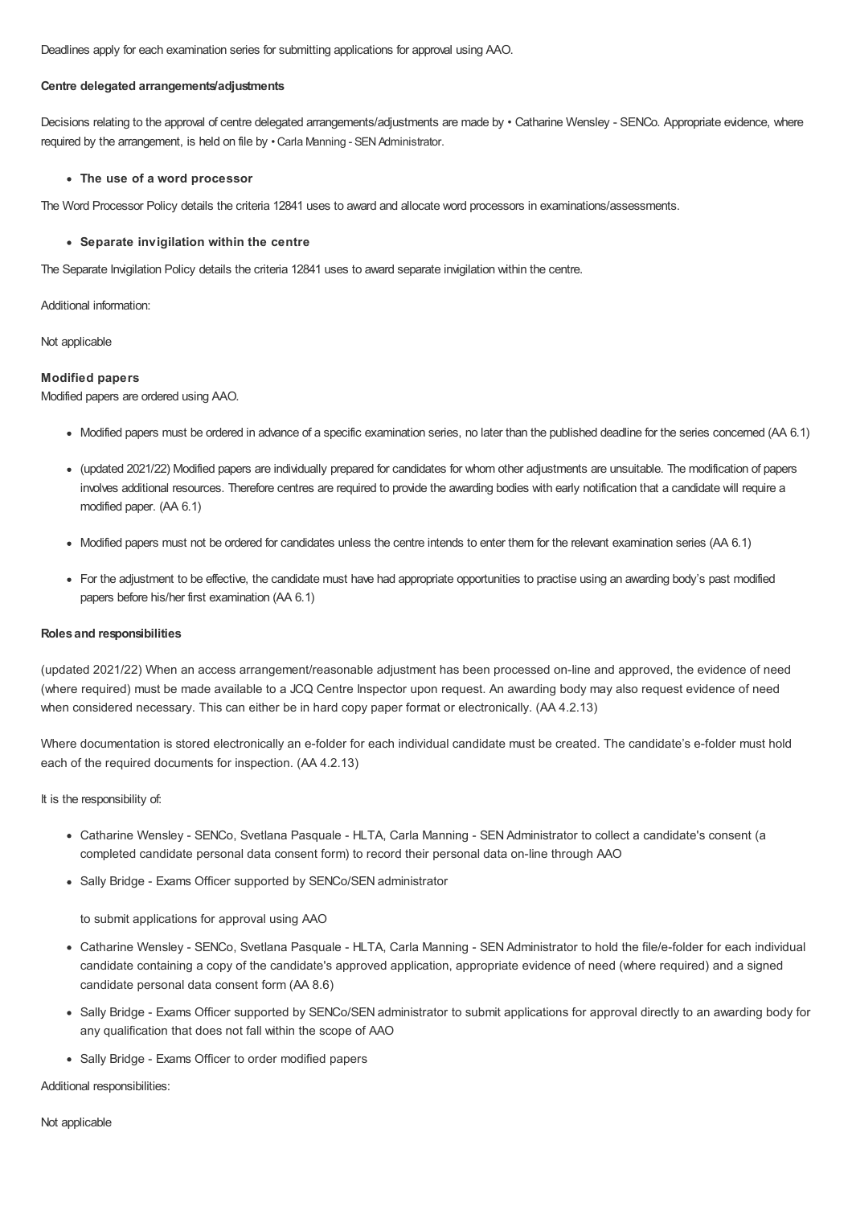Deadlines apply for each examination series for submitting applications for approval using AAO.

**Centre delegated arrangements/adjustments**

Decisions relating to the approval of centre delegated arrangements/adjustments are made by • Catharine Wensley - SENCo. Appropriate evidence, where required by the arrangement, is held on file by • Carla Manning - SEN Administrator.

- **The use of a word processor**

The Word Processor Policy details the criteria 12841 uses to award and allocate word processors in examinations/assessments.

- **Separate invigilation within the centre**

The Separate Invigilation Policy details the criteria 12841 uses to award separate invigilation within the centre.

Additional information:

Not applicable

**Modified papers**

Modified papers are ordered using AAO.

- Modified papers must be ordered in advance of a specific examination series, no later than the published deadline for the series concerned (AA 6.1)
- (updated 2021/22) Modified papers are individually prepared for candidates for whom other adjustments are unsuitable. The modification of papers involves additional resources. Therefore centres are required to provide the awarding bodies with early notification that a candidate will require a modified paper. (AA 6.1)
- Modified papers must not be ordered for candidates unless the centre intends to enter them for the relevant examination series (AA 6.1)
- For the adjustment to be effective, the candidate must have had appropriate opportunities to practise using an awarding body's past modified papers before his/her first examination (AA 6.1)

**Roles and responsibilities**

(updated 2021/22) When an access arrangement/reasonable adjustment has been processed on-line and approved, the evidence of need (where required) must be made available to a JCQ Centre Inspector upon request. An awarding body may also request evidence of need when considered necessary. This can either be in hard copy paper format or electronically. (AA 4.2.13)

Where documentation is stored electronically an e-folder for each individual candidate must be created. The candidate's e-folder must hold each of the required documents for inspection. (AA 4.2.13)

It is the responsibility of:

- Catharine Wensley - SENCo, Svetlana Pasquale - HLTA, Carla Manning - SEN Administrator to collect a candidate's consent (a completed candidate personal data consent form) to record their personal data on-line through AAO
- Sally Bridge - Exams Officer supported by SENCo/SEN administrator

  to submit applications for approval using AAO
- Catharine Wensley - SENCo, Svetlana Pasquale - HLTA, Carla Manning - SEN Administrator to hold the file/e-folder for each individual candidate containing a copy of the candidate's approved application, appropriate evidence of need (where required) and a signed candidate personal data consent form (AA 8.6)
- Sally Bridge - Exams Officer supported by SENCo/SEN administrator to submit applications for approval directly to an awarding body for any qualification that does not fall within the scope of AAO
- Sally Bridge - Exams Officer to order modified papers

Additional responsibilities:

Not applicable